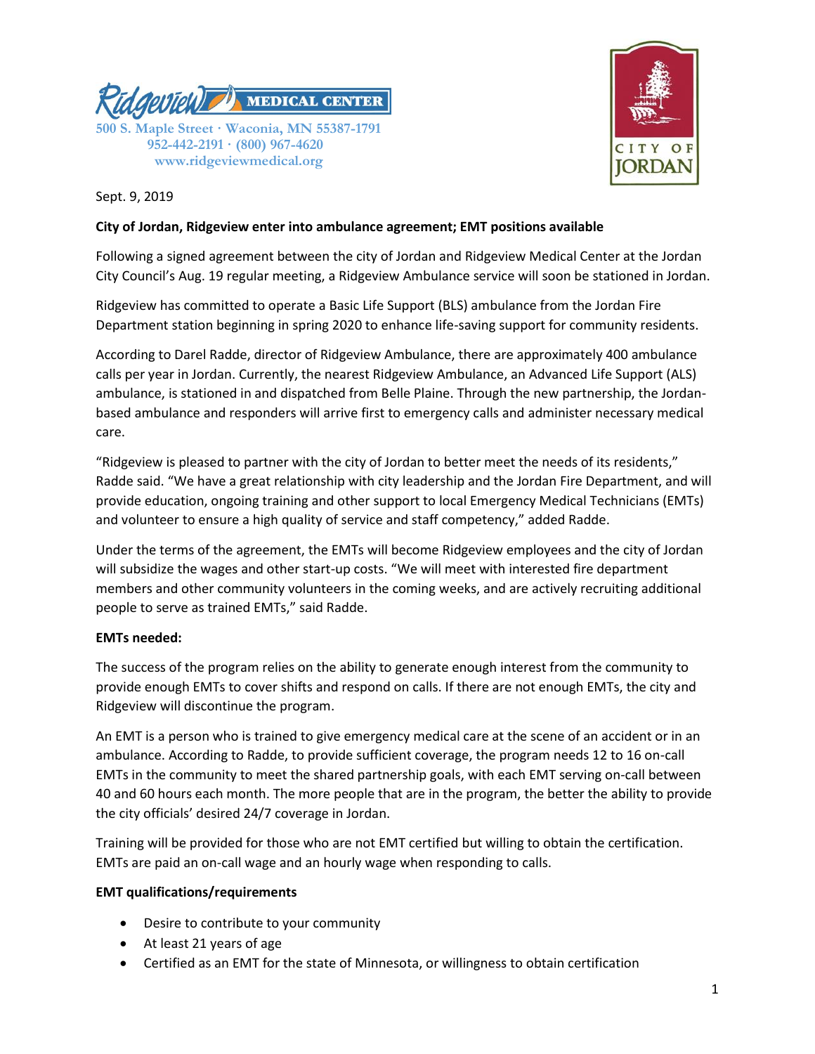Ridgeview MEDICAL CENTER
500 S. Maple Street · Waconia, MN 55387-1791
952-442-2191 · (800) 967-4620
www.ridgeviewmedical.org

CITY OF JORDAN

Sept. 9, 2019

**City of Jordan, Ridgeview enter into ambulance agreement; EMT positions available**

Following a signed agreement between the city of Jordan and Ridgeview Medical Center at the Jordan City Council's Aug. 19 regular meeting, a Ridgeview Ambulance service will soon be stationed in Jordan.

Ridgeview has committed to operate a Basic Life Support (BLS) ambulance from the Jordan Fire Department station beginning in spring 2020 to enhance life-saving support for community residents.

According to Darel Radde, director of Ridgeview Ambulance, there are approximately 400 ambulance calls per year in Jordan. Currently, the nearest Ridgeview Ambulance, an Advanced Life Support (ALS) ambulance, is stationed in and dispatched from Belle Plaine. Through the new partnership, the Jordan-based ambulance and responders will arrive first to emergency calls and administer necessary medical care.

"Ridgeview is pleased to partner with the city of Jordan to better meet the needs of its residents," Radde said. "We have a great relationship with city leadership and the Jordan Fire Department, and will provide education, ongoing training and other support to local Emergency Medical Technicians (EMTs) and volunteer to ensure a high quality of service and staff competency," added Radde.

Under the terms of the agreement, the EMTs will become Ridgeview employees and the city of Jordan will subsidize the wages and other start-up costs. "We will meet with interested fire department members and other community volunteers in the coming weeks, and are actively recruiting additional people to serve as trained EMTs," said Radde.

**EMTs needed:**

The success of the program relies on the ability to generate enough interest from the community to provide enough EMTs to cover shifts and respond on calls. If there are not enough EMTs, the city and Ridgeview will discontinue the program.

An EMT is a person who is trained to give emergency medical care at the scene of an accident or in an ambulance. According to Radde, to provide sufficient coverage, the program needs 12 to 16 on-call EMTs in the community to meet the shared partnership goals, with each EMT serving on-call between 40 and 60 hours each month. The more people that are in the program, the better the ability to provide the city officials' desired 24/7 coverage in Jordan.

Training will be provided for those who are not EMT certified but willing to obtain the certification. EMTs are paid an on-call wage and an hourly wage when responding to calls.

**EMT qualifications/requirements**

- Desire to contribute to your community
- At least 21 years of age
- Certified as an EMT for the state of Minnesota, or willingness to obtain certification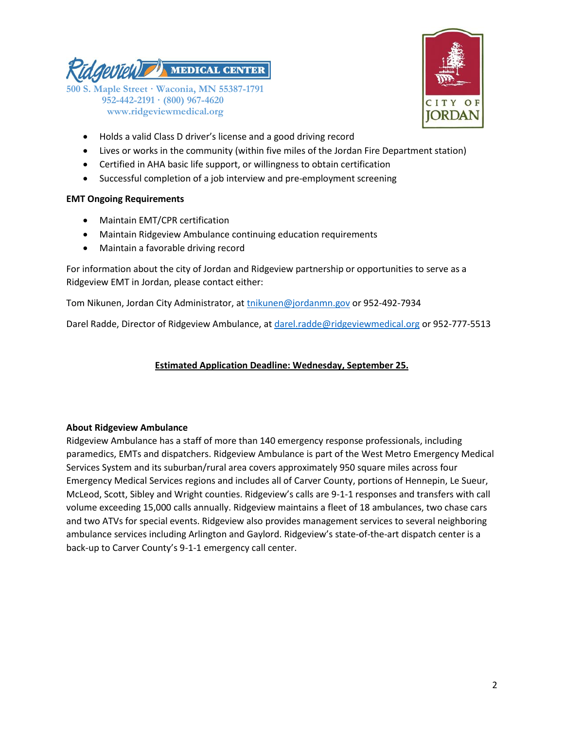Ridgeview MEDICAL CENTER
500 S. Maple Street · Waconia, MN 55387-1791
952-442-2191 · (800) 967-4620
www.ridgeviewmedical.org

CITY OF JORDAN

- Holds a valid Class D driver's license and a good driving record
- Lives or works in the community (within five miles of the Jordan Fire Department station)
- Certified in AHA basic life support, or willingness to obtain certification
- Successful completion of a job interview and pre-employment screening

**EMT Ongoing Requirements**

- Maintain EMT/CPR certification
- Maintain Ridgeview Ambulance continuing education requirements
- Maintain a favorable driving record

For information about the city of Jordan and Ridgeview partnership or opportunities to serve as a Ridgeview EMT in Jordan, please contact either:

Tom Nikunen, Jordan City Administrator, at tnikunen@jordanmn.gov or 952-492-7934

Darel Radde, Director of Ridgeview Ambulance, at darel.radde@ridgeviewmedical.org or 952-777-5513

**Estimated Application Deadline: Wednesday, September 25.**

**About Ridgeview Ambulance**

Ridgeview Ambulance has a staff of more than 140 emergency response professionals, including paramedics, EMTs and dispatchers. Ridgeview Ambulance is part of the West Metro Emergency Medical Services System and its suburban/rural area covers approximately 950 square miles across four Emergency Medical Services regions and includes all of Carver County, portions of Hennepin, Le Sueur, McLeod, Scott, Sibley and Wright counties. Ridgeview's calls are 9-1-1 responses and transfers with call volume exceeding 15,000 calls annually. Ridgeview maintains a fleet of 18 ambulances, two chase cars and two ATVs for special events. Ridgeview also provides management services to several neighboring ambulance services including Arlington and Gaylord. Ridgeview's state-of-the-art dispatch center is a back-up to Carver County's 9-1-1 emergency call center.